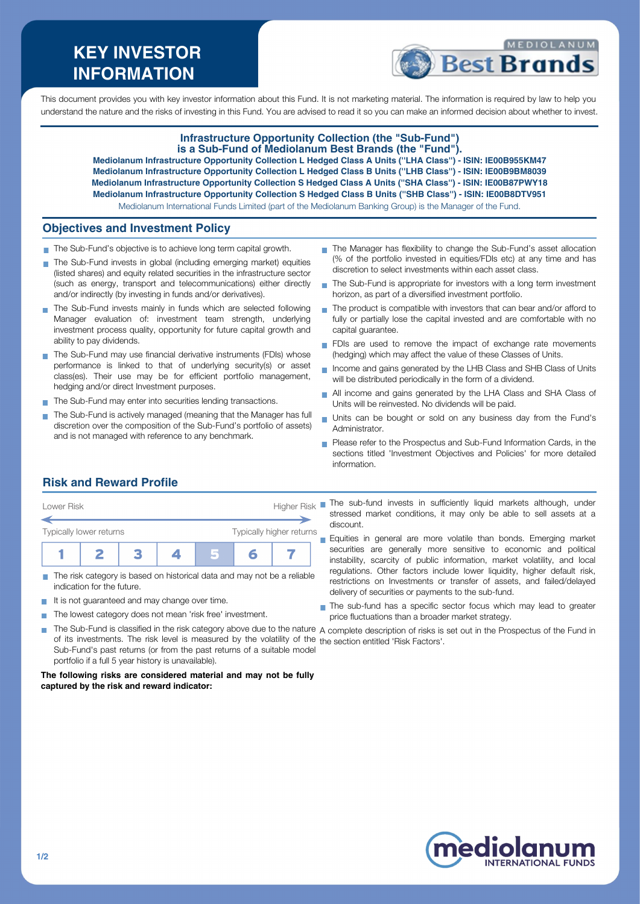# KEY INVESTOR INFORMATION

This document provides you with key investor information about this Fund. It is not marketing material. The information is required by law to help you understand the nature and the risks of investing in this Fund. You are advised to read it so you can make an informed decision about whether to invest.

**Infrastructure Opportunity Collection (the "Sub-Fund") is a Sub-Fund of Mediolanum Best Brands (the "Fund").**

**Mediolanum Infrastructure Opportunity Collection L Hedged Class A Units ("LHA Class") - ISIN: IE00B955KM47**
**Mediolanum Infrastructure Opportunity Collection L Hedged Class B Units ("LHB Class") - ISIN: IE00B9BM8039**
**Mediolanum Infrastructure Opportunity Collection S Hedged Class A Units ("SHA Class") - ISIN: IE00B87PWY18**
**Mediolanum Infrastructure Opportunity Collection S Hedged Class B Units ("SHB Class") - ISIN: IE00B8DTV951**

Mediolanum International Funds Limited (part of the Mediolanum Banking Group) is the Manager of the Fund.

## Objectives and Investment Policy

- The Sub-Fund's objective is to achieve long term capital growth.
- The Sub-Fund invests in global (including emerging market) equities (listed shares) and equity related securities in the infrastructure sector (such as energy, transport and telecommunications) either directly and/or indirectly (by investing in funds and/or derivatives).
- The Sub-Fund invests mainly in funds which are selected following Manager evaluation of: investment team strength, underlying investment process quality, opportunity for future capital growth and ability to pay dividends.
- The Sub-Fund may use financial derivative instruments (FDIs) whose performance is linked to that of underlying security(s) or asset class(es). Their use may be for efficient portfolio management, hedging and/or direct Investment purposes.
- The Sub-Fund may enter into securities lending transactions.
- The Sub-Fund is actively managed (meaning that the Manager has full discretion over the composition of the Sub-Fund's portfolio of assets) and is not managed with reference to any benchmark.
- The Manager has flexibility to change the Sub-Fund's asset allocation (% of the portfolio invested in equities/FDIs etc) at any time and has discretion to select investments within each asset class.
- The Sub-Fund is appropriate for investors with a long term investment horizon, as part of a diversified investment portfolio.
- The product is compatible with investors that can bear and/or afford to fully or partially lose the capital invested and are comfortable with no capital guarantee.
- FDIs are used to remove the impact of exchange rate movements (hedging) which may affect the value of these Classes of Units.
- Income and gains generated by the LHB Class and SHB Class of Units will be distributed periodically in the form of a dividend.
- All income and gains generated by the LHA Class and SHA Class of Units will be reinvested. No dividends will be paid.
- Units can be bought or sold on any business day from the Fund's Administrator.
- Please refer to the Prospectus and Sub-Fund Information Cards, in the sections titled 'Investment Objectives and Policies' for more detailed information.

## Risk and Reward Profile

Lower Risk — Higher Risk

Typically lower returns — Typically higher returns

| 1 | 2 | 3 | 4 | **5** | 6 | 7 |
|---|---|---|---|---|---|---|

- The risk category is based on historical data and may not be a reliable indication for the future.
- It is not guaranteed and may change over time.
- The lowest category does not mean 'risk free' investment.
- The Sub-Fund is classified in the risk category above due to the nature of its investments. The risk level is measured by the volatility of the Sub-Fund's past returns (or from the past returns of a suitable model portfolio if a full 5 year history is unavailable).

**The following risks are considered material and may not be fully captured by the risk and reward indicator:**

- The sub-fund invests in sufficiently liquid markets although, under stressed market conditions, it may only be able to sell assets at a discount.
- Equities in general are more volatile than bonds. Emerging market securities are generally more sensitive to economic and political instability, scarcity of public information, market volatility, and local regulations. Other factors include lower liquidity, higher default risk, restrictions on Investments or transfer of assets, and failed/delayed delivery of securities or payments to the sub-fund.
- The sub-fund has a specific sector focus which may lead to greater price fluctuations than a broader market strategy.

A complete description of risks is set out in the Prospectus of the Fund in the section entitled 'Risk Factors'.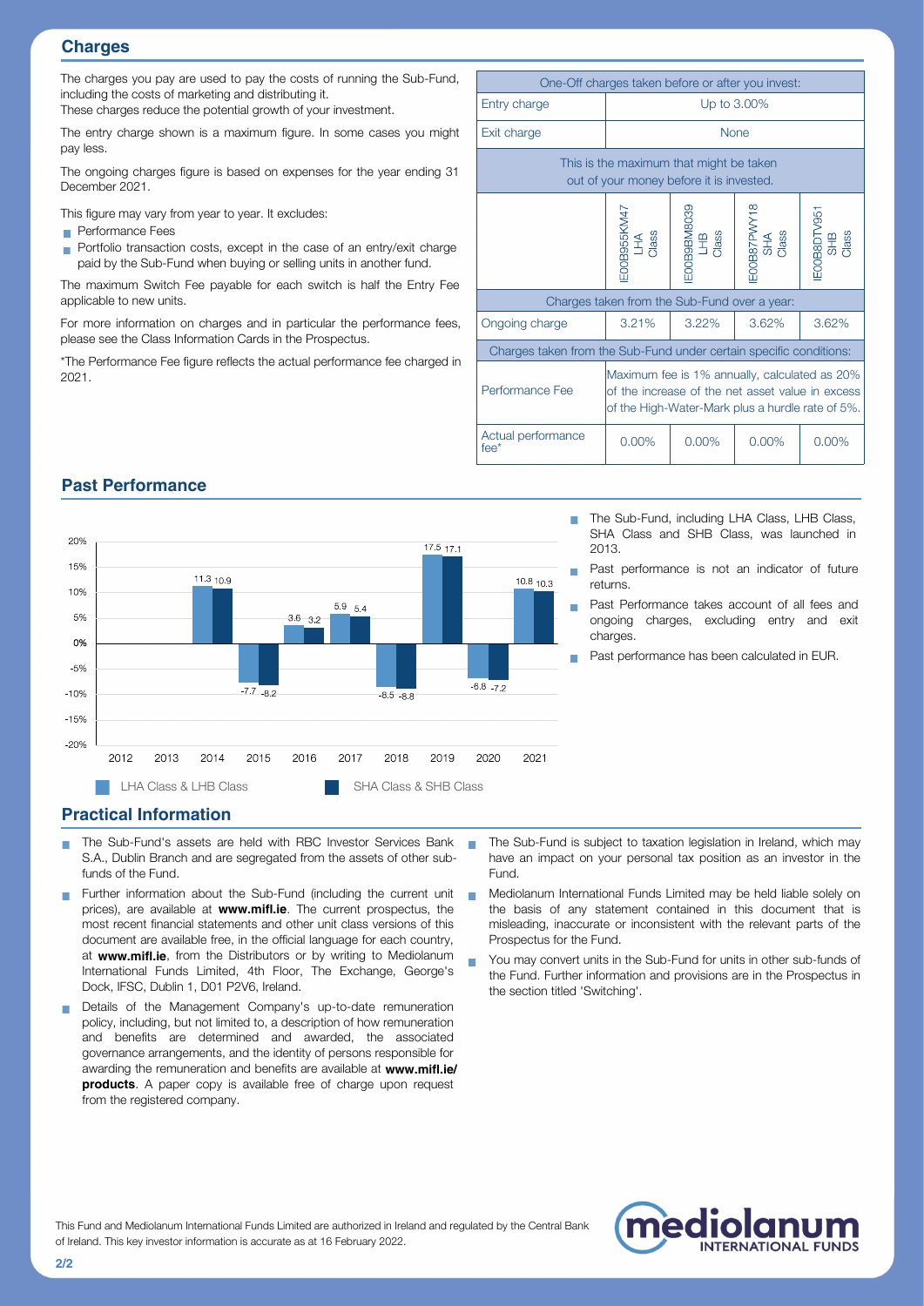## Charges

The charges you pay are used to pay the costs of running the Sub-Fund, including the costs of marketing and distributing it.
These charges reduce the potential growth of your investment.

The entry charge shown is a maximum figure. In some cases you might pay less.

The ongoing charges figure is based on expenses for the year ending 31 December 2021.

This figure may vary from year to year. It excludes:

- Performance Fees
- Portfolio transaction costs, except in the case of an entry/exit charge paid by the Sub-Fund when buying or selling units in another fund.

The maximum Switch Fee payable for each switch is half the Entry Fee applicable to new units.

For more information on charges and in particular the performance fees, please see the Class Information Cards in the Prospectus.

*The Performance Fee figure reflects the actual performance fee charged in 2021.

| One-Off charges taken before or after you invest: | | | | |
|---|---|---|---|---|
| Entry charge | Up to 3.00% | | | |
| Exit charge | None | | | |
| This is the maximum that might be taken out of your money before it is invested. | | | | |
| | IE00B955KM47 LHA Class | IE00B9BM8039 LHB Class | IE00B87PWY18 SHA Class | IE00B8DTV951 SHB Class |
| Charges taken from the Sub-Fund over a year: | | | | |
| Ongoing charge | 3.21% | 3.22% | 3.62% | 3.62% |
| Charges taken from the Sub-Fund under certain specific conditions: | | | | |
| Performance Fee | Maximum fee is 1% annually, calculated as 20% of the increase of the net asset value in excess of the High-Water-Mark plus a hurdle rate of 5%. | | | |
| Actual performance fee* | 0.00% | 0.00% | 0.00% | 0.00% |

## Past Performance

20%
15%
10%
5%
0%
-5%
-10%
-15%
-20%

2012 2013 2014 2015 2016 2017 2018 2019 2020 2021

11.3 10.9
-7.7 -8.2
3.6 3.2
5.9 5.4
-8.5 -8.8
17.5 17.1
-6.8 -7.2
10.8 10.3

LHA Class & LHB Class
SHA Class & SHB Class

- The Sub-Fund, including LHA Class, LHB Class, SHA Class and SHB Class, was launched in 2013.
- Past performance is not an indicator of future returns.
- Past Performance takes account of all fees and ongoing charges, excluding entry and exit charges.
- Past performance has been calculated in EUR.

## Practical Information

- The Sub-Fund's assets are held with RBC Investor Services Bank S.A., Dublin Branch and are segregated from the assets of other sub-funds of the Fund.
- Further information about the Sub-Fund (including the current unit prices), are available at **www.mifl.ie**. The current prospectus, the most recent financial statements and other unit class versions of this document are available free, in the official language for each country, at **www.mifl.ie**, from the Distributors or by writing to Mediolanum International Funds Limited, 4th Floor, The Exchange, George's Dock, IFSC, Dublin 1, D01 P2V6, Ireland.
- Details of the Management Company's up-to-date remuneration policy, including, but not limited to, a description of how remuneration and benefits are determined and awarded, the associated governance arrangements, and the identity of persons responsible for awarding the remuneration and benefits are available at **www.mifl.ie/products**. A paper copy is available free of charge upon request from the registered company.
- The Sub-Fund is subject to taxation legislation in Ireland, which may have an impact on your personal tax position as an investor in the Fund.
- Mediolanum International Funds Limited may be held liable solely on the basis of any statement contained in this document that is misleading, inaccurate or inconsistent with the relevant parts of the Prospectus for the Fund.
- You may convert units in the Sub-Fund for units in other sub-funds of the Fund. Further information and provisions are in the Prospectus in the section titled 'Switching'.

This Fund and Mediolanum International Funds Limited are authorized in Ireland and regulated by the Central Bank of Ireland. This key investor information is accurate as at 16 February 2022.